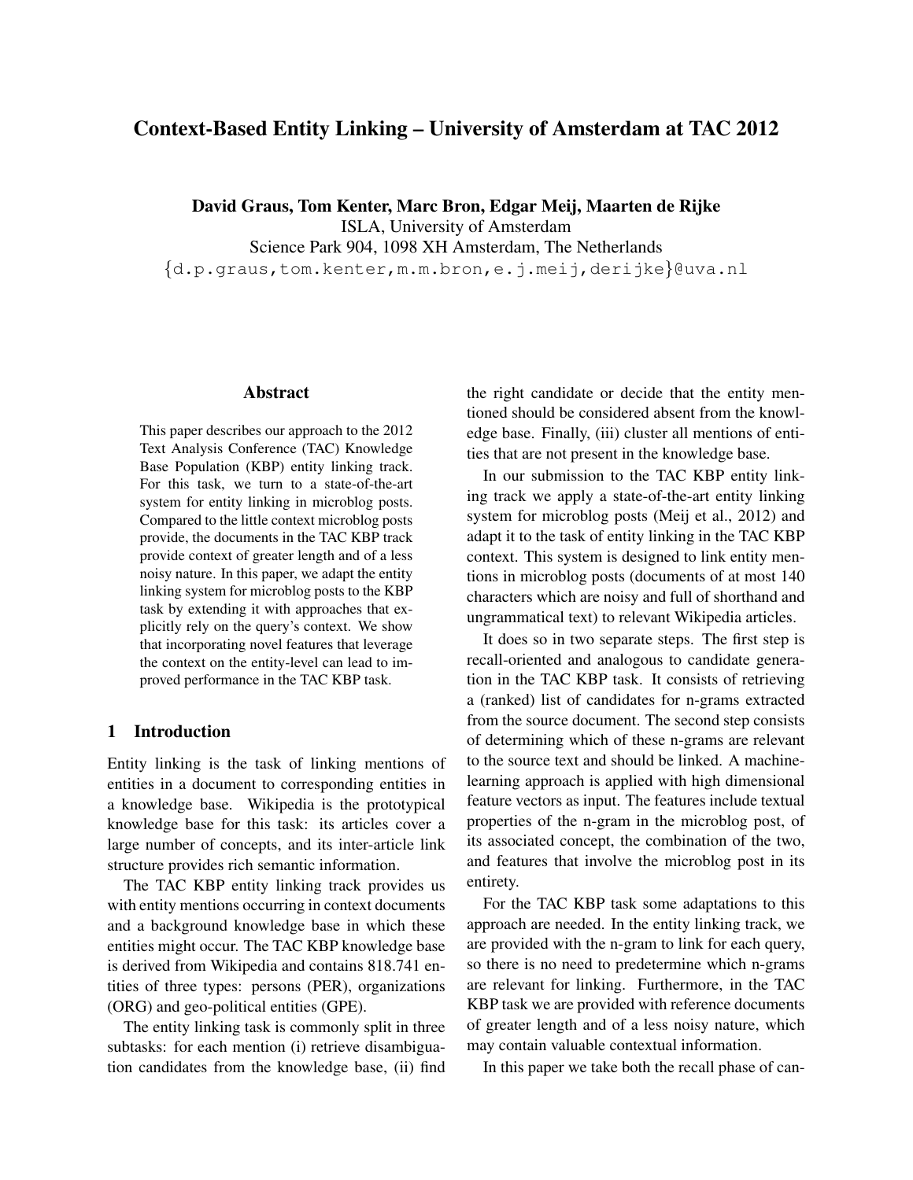# Context-Based Entity Linking – University of Amsterdam at TAC 2012

**David Graus, Tom Kenter, Marc Bron, Edgar Meij, Maarten de Rijke**
ISLA, University of Amsterdam
Science Park 904, 1098 XH Amsterdam, The Netherlands
{d.p.graus,tom.kenter,m.m.bron,e.j.meij,derijke}@uva.nl

## Abstract

This paper describes our approach to the 2012 Text Analysis Conference (TAC) Knowledge Base Population (KBP) entity linking track. For this task, we turn to a state-of-the-art system for entity linking in microblog posts. Compared to the little context microblog posts provide, the documents in the TAC KBP track provide context of greater length and of a less noisy nature. In this paper, we adapt the entity linking system for microblog posts to the KBP task by extending it with approaches that explicitly rely on the query's context. We show that incorporating novel features that leverage the context on the entity-level can lead to improved performance in the TAC KBP task.

## 1 Introduction

Entity linking is the task of linking mentions of entities in a document to corresponding entities in a knowledge base. Wikipedia is the prototypical knowledge base for this task: its articles cover a large number of concepts, and its inter-article link structure provides rich semantic information.

The TAC KBP entity linking track provides us with entity mentions occurring in context documents and a background knowledge base in which these entities might occur. The TAC KBP knowledge base is derived from Wikipedia and contains 818.741 entities of three types: persons (PER), organizations (ORG) and geo-political entities (GPE).

The entity linking task is commonly split in three subtasks: for each mention (i) retrieve disambiguation candidates from the knowledge base, (ii) find the right candidate or decide that the entity mentioned should be considered absent from the knowledge base. Finally, (iii) cluster all mentions of entities that are not present in the knowledge base.

In our submission to the TAC KBP entity linking track we apply a state-of-the-art entity linking system for microblog posts (Meij et al., 2012) and adapt it to the task of entity linking in the TAC KBP context. This system is designed to link entity mentions in microblog posts (documents of at most 140 characters which are noisy and full of shorthand and ungrammatical text) to relevant Wikipedia articles.

It does so in two separate steps. The first step is recall-oriented and analogous to candidate generation in the TAC KBP task. It consists of retrieving a (ranked) list of candidates for n-grams extracted from the source document. The second step consists of determining which of these n-grams are relevant to the source text and should be linked. A machine-learning approach is applied with high dimensional feature vectors as input. The features include textual properties of the n-gram in the microblog post, of its associated concept, the combination of the two, and features that involve the microblog post in its entirety.

For the TAC KBP task some adaptations to this approach are needed. In the entity linking track, we are provided with the n-gram to link for each query, so there is no need to predetermine which n-grams are relevant for linking. Furthermore, in the TAC KBP task we are provided with reference documents of greater length and of a less noisy nature, which may contain valuable contextual information.

In this paper we take both the recall phase of can-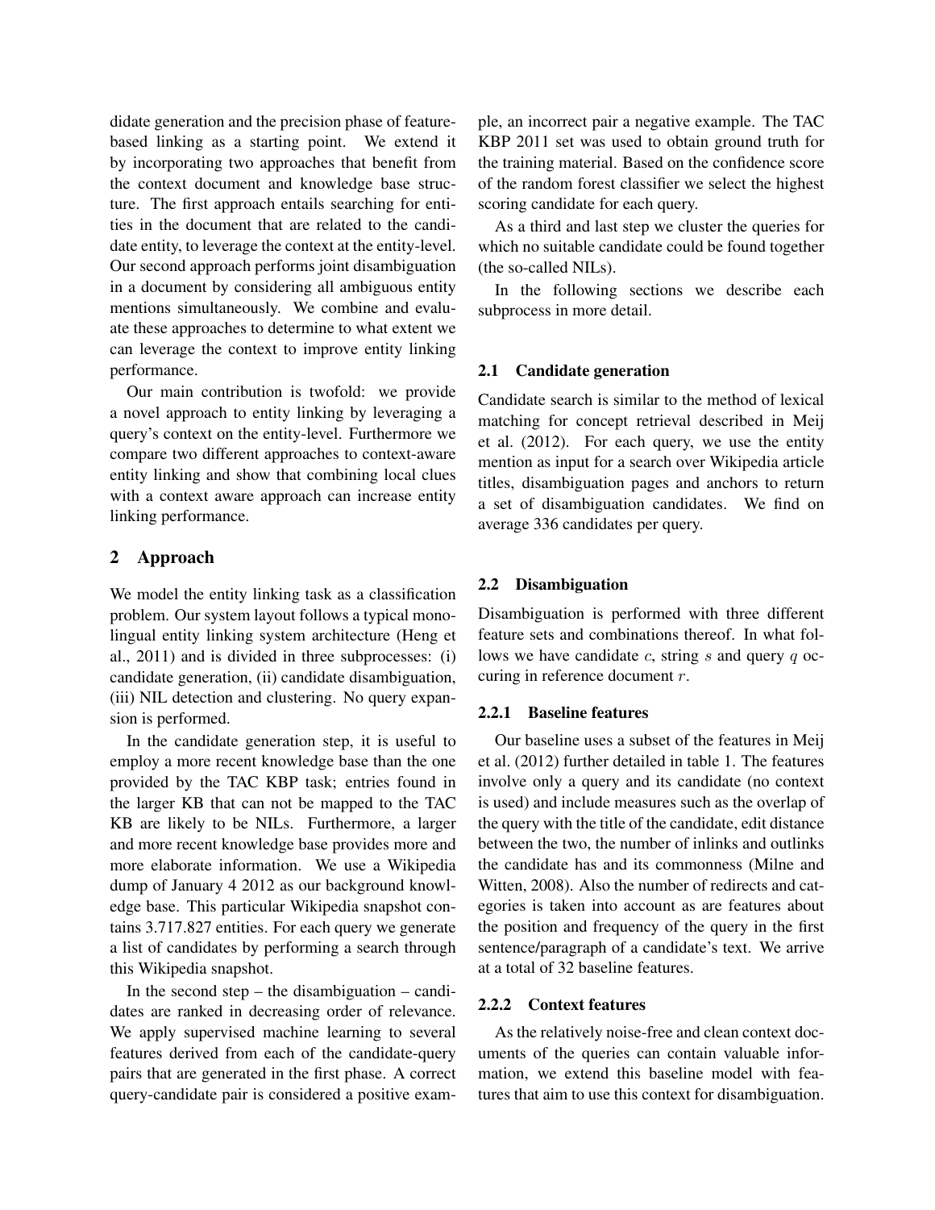didate generation and the precision phase of feature-based linking as a starting point. We extend it by incorporating two approaches that benefit from the context document and knowledge base structure. The first approach entails searching for entities in the document that are related to the candidate entity, to leverage the context at the entity-level. Our second approach performs joint disambiguation in a document by considering all ambiguous entity mentions simultaneously. We combine and evaluate these approaches to determine to what extent we can leverage the context to improve entity linking performance.

Our main contribution is twofold: we provide a novel approach to entity linking by leveraging a query's context on the entity-level. Furthermore we compare two different approaches to context-aware entity linking and show that combining local clues with a context aware approach can increase entity linking performance.

## 2 Approach

We model the entity linking task as a classification problem. Our system layout follows a typical monolingual entity linking system architecture (Heng et al., 2011) and is divided in three subprocesses: (i) candidate generation, (ii) candidate disambiguation, (iii) NIL detection and clustering. No query expansion is performed.

In the candidate generation step, it is useful to employ a more recent knowledge base than the one provided by the TAC KBP task; entries found in the larger KB that can not be mapped to the TAC KB are likely to be NILs. Furthermore, a larger and more recent knowledge base provides more and more elaborate information. We use a Wikipedia dump of January 4 2012 as our background knowledge base. This particular Wikipedia snapshot contains 3.717.827 entities. For each query we generate a list of candidates by performing a search through this Wikipedia snapshot.

In the second step – the disambiguation – candidates are ranked in decreasing order of relevance. We apply supervised machine learning to several features derived from each of the candidate-query pairs that are generated in the first phase. A correct query-candidate pair is considered a positive example, an incorrect pair a negative example. The TAC KBP 2011 set was used to obtain ground truth for the training material. Based on the confidence score of the random forest classifier we select the highest scoring candidate for each query.

As a third and last step we cluster the queries for which no suitable candidate could be found together (the so-called NILs).

In the following sections we describe each subprocess in more detail.

### 2.1 Candidate generation

Candidate search is similar to the method of lexical matching for concept retrieval described in Meij et al. (2012). For each query, we use the entity mention as input for a search over Wikipedia article titles, disambiguation pages and anchors to return a set of disambiguation candidates. We find on average 336 candidates per query.

### 2.2 Disambiguation

Disambiguation is performed with three different feature sets and combinations thereof. In what follows we have candidate $c$, string $s$ and query $q$ occuring in reference document $r$.

#### 2.2.1 Baseline features

Our baseline uses a subset of the features in Meij et al. (2012) further detailed in table 1. The features involve only a query and its candidate (no context is used) and include measures such as the overlap of the query with the title of the candidate, edit distance between the two, the number of inlinks and outlinks the candidate has and its commonness (Milne and Witten, 2008). Also the number of redirects and categories is taken into account as are features about the position and frequency of the query in the first sentence/paragraph of a candidate's text. We arrive at a total of 32 baseline features.

#### 2.2.2 Context features

As the relatively noise-free and clean context documents of the queries can contain valuable information, we extend this baseline model with features that aim to use this context for disambiguation.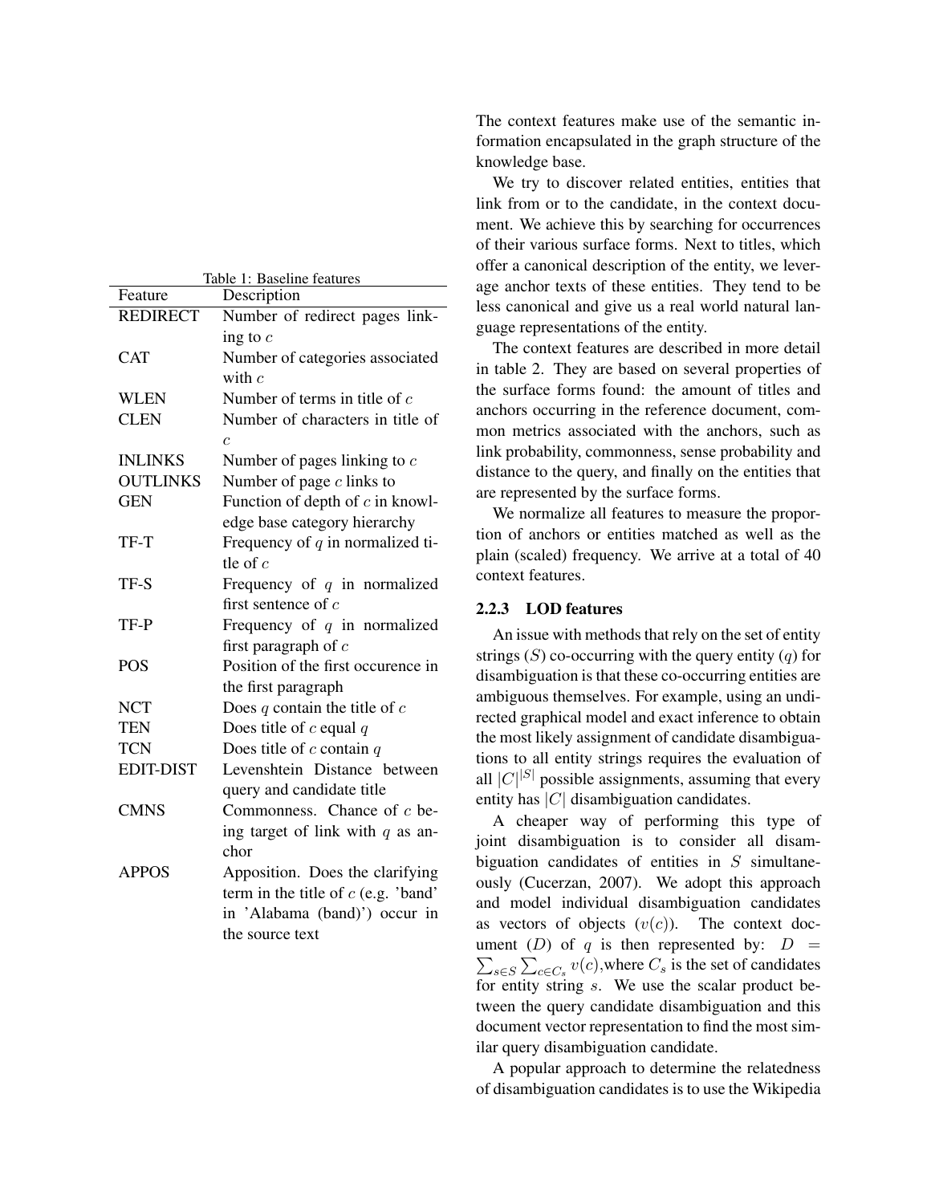Table 1: Baseline features

| Feature | Description |
|---|---|
| REDIRECT | Number of redirect pages linking to $c$ |
| CAT | Number of categories associated with $c$ |
| WLEN | Number of terms in title of $c$ |
| CLEN | Number of characters in title of $c$ |
| INLINKS | Number of pages linking to $c$ |
| OUTLINKS | Number of page $c$ links to |
| GEN | Function of depth of $c$ in knowledge base category hierarchy |
| TF-T | Frequency of $q$ in normalized title of $c$ |
| TF-S | Frequency of $q$ in normalized first sentence of $c$ |
| TF-P | Frequency of $q$ in normalized first paragraph of $c$ |
| POS | Position of the first occurence in the first paragraph |
| NCT | Does $q$ contain the title of $c$ |
| TEN | Does title of $c$ equal $q$ |
| TCN | Does title of $c$ contain $q$ |
| EDIT-DIST | Levenshtein Distance between query and candidate title |
| CMNS | Commonness. Chance of $c$ being target of link with $q$ as anchor |
| APPOS | Apposition. Does the clarifying term in the title of $c$ (e.g. 'band' in 'Alabama (band)') occur in the source text |

The context features make use of the semantic information encapsulated in the graph structure of the knowledge base.

We try to discover related entities, entities that link from or to the candidate, in the context document. We achieve this by searching for occurrences of their various surface forms. Next to titles, which offer a canonical description of the entity, we leverage anchor texts of these entities. They tend to be less canonical and give us a real world natural language representations of the entity.

The context features are described in more detail in table 2. They are based on several properties of the surface forms found: the amount of titles and anchors occurring in the reference document, common metrics associated with the anchors, such as link probability, commonness, sense probability and distance to the query, and finally on the entities that are represented by the surface forms.

We normalize all features to measure the proportion of anchors or entities matched as well as the plain (scaled) frequency. We arrive at a total of 40 context features.

### 2.2.3 LOD features

An issue with methods that rely on the set of entity strings ($S$) co-occurring with the query entity ($q$) for disambiguation is that these co-occurring entities are ambiguous themselves. For example, using an undirected graphical model and exact inference to obtain the most likely assignment of candidate disambiguations to all entity strings requires the evaluation of all $|C|^{|S|}$ possible assignments, assuming that every entity has $|C|$ disambiguation candidates.

A cheaper way of performing this type of joint disambiguation is to consider all disambiguation candidates of entities in $S$ simultaneously (Cucerzan, 2007). We adopt this approach and model individual disambiguation candidates as vectors of objects ($v(c)$). The context document ($D$) of $q$ is then represented by: $D = \sum_{s \in S} \sum_{c \in C_s} v(c)$,where $C_s$ is the set of candidates for entity string $s$. We use the scalar product between the query candidate disambiguation and this document vector representation to find the most similar query disambiguation candidate.

A popular approach to determine the relatedness of disambiguation candidates is to use the Wikipedia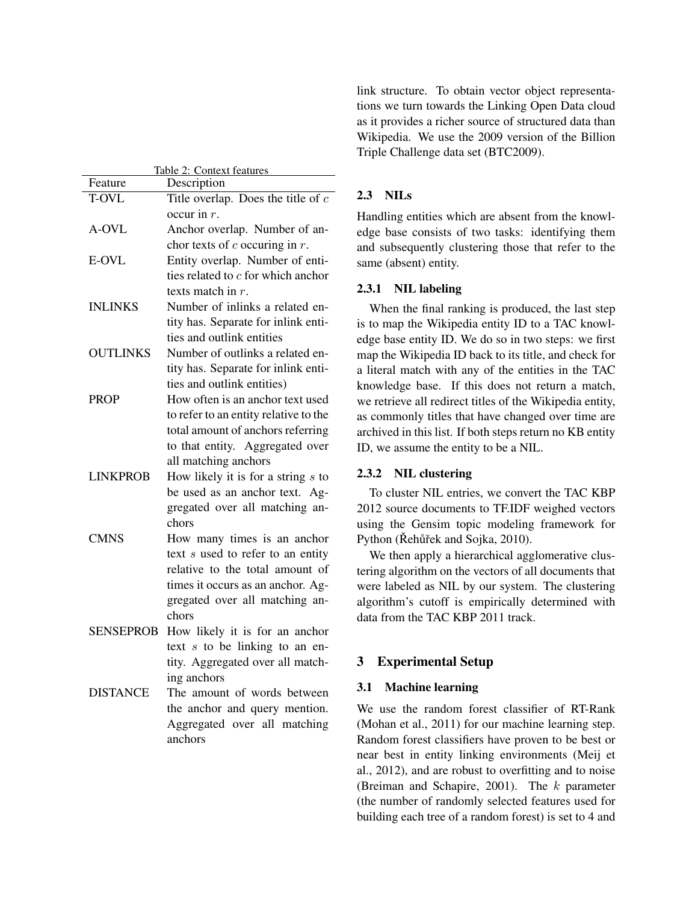Table 2: Context features

| Feature | Description |
|---|---|
| T-OVL | Title overlap. Does the title of $c$ occur in $r$. |
| A-OVL | Anchor overlap. Number of anchor texts of $c$ occuring in $r$. |
| E-OVL | Entity overlap. Number of entities related to $c$ for which anchor texts match in $r$. |
| INLINKS | Number of inlinks a related entity has. Separate for inlink entities and outlink entities |
| OUTLINKS | Number of outlinks a related entity has. Separate for inlink entities and outlink entities) |
| PROP | How often is an anchor text used to refer to an entity relative to the total amount of anchors referring to that entity. Aggregated over all matching anchors |
| LINKPROB | How likely it is for a string $s$ to be used as an anchor text. Aggregated over all matching anchors |
| CMNS | How many times is an anchor text $s$ used to refer to an entity relative to the total amount of times it occurs as an anchor. Aggregated over all matching anchors |
| SENSEPROB | How likely it is for an anchor text $s$ to be linking to an entity. Aggregated over all matching anchors |
| DISTANCE | The amount of words between the anchor and query mention. Aggregated over all matching anchors |

link structure. To obtain vector object representations we turn towards the Linking Open Data cloud as it provides a richer source of structured data than Wikipedia. We use the 2009 version of the Billion Triple Challenge data set (BTC2009).

## 2.3 NILs

Handling entities which are absent from the knowledge base consists of two tasks: identifying them and subsequently clustering those that refer to the same (absent) entity.

### 2.3.1 NIL labeling

When the final ranking is produced, the last step is to map the Wikipedia entity ID to a TAC knowledge base entity ID. We do so in two steps: we first map the Wikipedia ID back to its title, and check for a literal match with any of the entities in the TAC knowledge base. If this does not return a match, we retrieve all redirect titles of the Wikipedia entity, as commonly titles that have changed over time are archived in this list. If both steps return no KB entity ID, we assume the entity to be a NIL.

### 2.3.2 NIL clustering

To cluster NIL entries, we convert the TAC KBP 2012 source documents to TF.IDF weighed vectors using the Gensim topic modeling framework for Python (Řehůřek and Sojka, 2010).

We then apply a hierarchical agglomerative clustering algorithm on the vectors of all documents that were labeled as NIL by our system. The clustering algorithm's cutoff is empirically determined with data from the TAC KBP 2011 track.

# 3 Experimental Setup

## 3.1 Machine learning

We use the random forest classifier of RT-Rank (Mohan et al., 2011) for our machine learning step. Random forest classifiers have proven to be best or near best in entity linking environments (Meij et al., 2012), and are robust to overfitting and to noise (Breiman and Schapire, 2001). The $k$ parameter (the number of randomly selected features used for building each tree of a random forest) is set to 4 and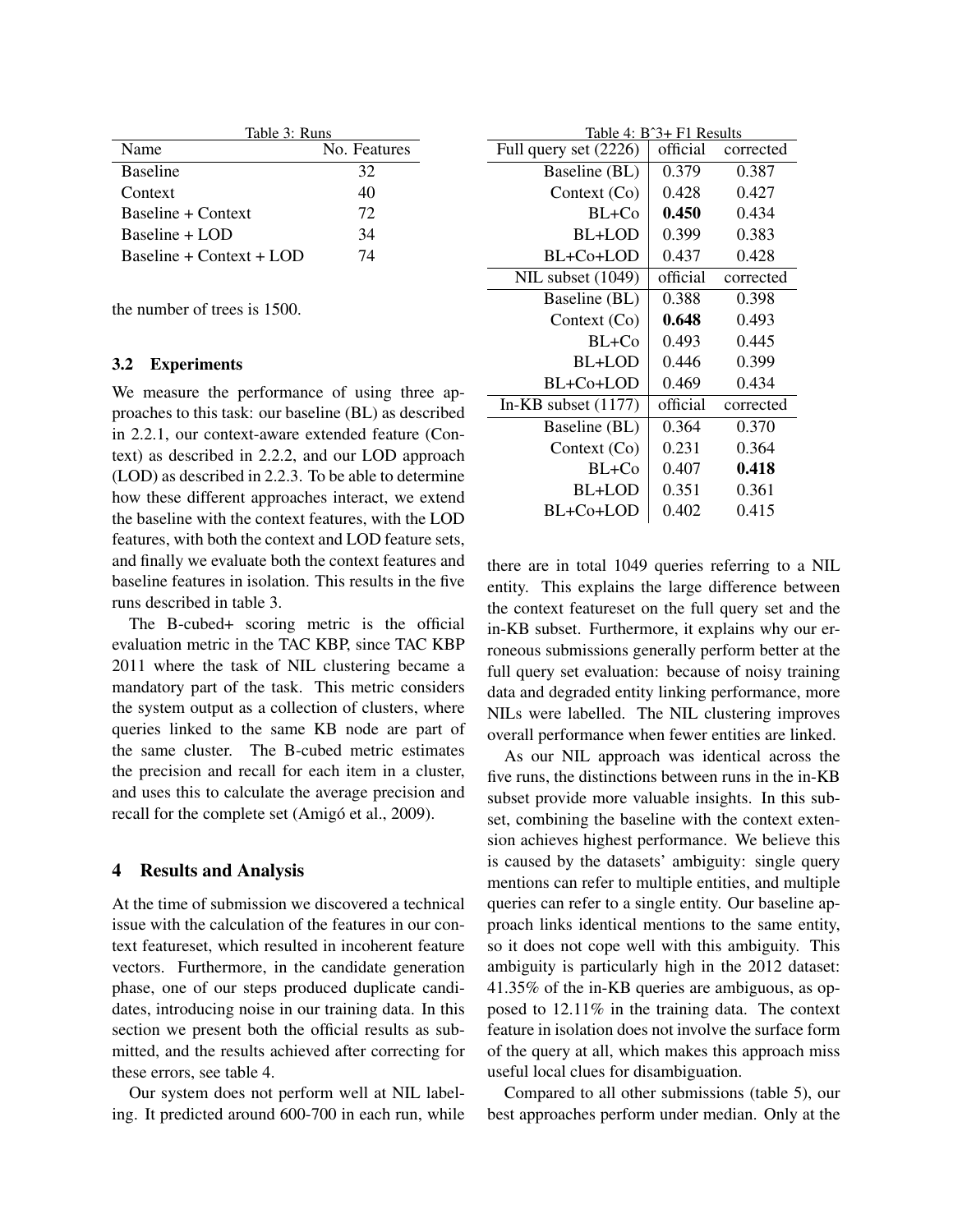Table 3: Runs

| Name | No. Features |
|---|---|
| Baseline | 32 |
| Context | 40 |
| Baseline + Context | 72 |
| Baseline + LOD | 34 |
| Baseline + Context + LOD | 74 |

the number of trees is 1500.

### 3.2 Experiments

We measure the performance of using three approaches to this task: our baseline (BL) as described in 2.2.1, our context-aware extended feature (Context) as described in 2.2.2, and our LOD approach (LOD) as described in 2.2.3. To be able to determine how these different approaches interact, we extend the baseline with the context features, with the LOD features, with both the context and LOD feature sets, and finally we evaluate both the context features and baseline features in isolation. This results in the five runs described in table 3.

The B-cubed+ scoring metric is the official evaluation metric in the TAC KBP, since TAC KBP 2011 where the task of NIL clustering became a mandatory part of the task. This metric considers the system output as a collection of clusters, where queries linked to the same KB node are part of the same cluster. The B-cubed metric estimates the precision and recall for each item in a cluster, and uses this to calculate the average precision and recall for the complete set (Amigó et al., 2009).

## 4 Results and Analysis

At the time of submission we discovered a technical issue with the calculation of the features in our context featureset, which resulted in incoherent feature vectors. Furthermore, in the candidate generation phase, one of our steps produced duplicate candidates, introducing noise in our training data. In this section we present both the official results as submitted, and the results achieved after correcting for these errors, see table 4.

Our system does not perform well at NIL labeling. It predicted around 600-700 in each run, while there are in total 1049 queries referring to a NIL entity. This explains the large difference between the context featureset on the full query set and the in-KB subset. Furthermore, it explains why our erroneous submissions generally perform better at the full query set evaluation: because of noisy training data and degraded entity linking performance, more NILs were labelled. The NIL clustering improves overall performance when fewer entities are linked.

Table 4: B^3+ F1 Results

| Full query set (2226) | official | corrected |
|---|---|---|
| Baseline (BL) | 0.379 | 0.387 |
| Context (Co) | 0.428 | 0.427 |
| BL+Co | **0.450** | 0.434 |
| BL+LOD | 0.399 | 0.383 |
| BL+Co+LOD | 0.437 | 0.428 |
| **NIL subset (1049)** | **official** | **corrected** |
| Baseline (BL) | 0.388 | 0.398 |
| Context (Co) | **0.648** | 0.493 |
| BL+Co | 0.493 | 0.445 |
| BL+LOD | 0.446 | 0.399 |
| BL+Co+LOD | 0.469 | 0.434 |
| **In-KB subset (1177)** | **official** | **corrected** |
| Baseline (BL) | 0.364 | 0.370 |
| Context (Co) | 0.231 | 0.364 |
| BL+Co | 0.407 | **0.418** |
| BL+LOD | 0.351 | 0.361 |
| BL+Co+LOD | 0.402 | 0.415 |

As our NIL approach was identical across the five runs, the distinctions between runs in the in-KB subset provide more valuable insights. In this subset, combining the baseline with the context extension achieves highest performance. We believe this is caused by the datasets' ambiguity: single query mentions can refer to multiple entities, and multiple queries can refer to a single entity. Our baseline approach links identical mentions to the same entity, so it does not cope well with this ambiguity. This ambiguity is particularly high in the 2012 dataset: 41.35% of the in-KB queries are ambiguous, as opposed to 12.11% in the training data. The context feature in isolation does not involve the surface form of the query at all, which makes this approach miss useful local clues for disambiguation.

Compared to all other submissions (table 5), our best approaches perform under median. Only at the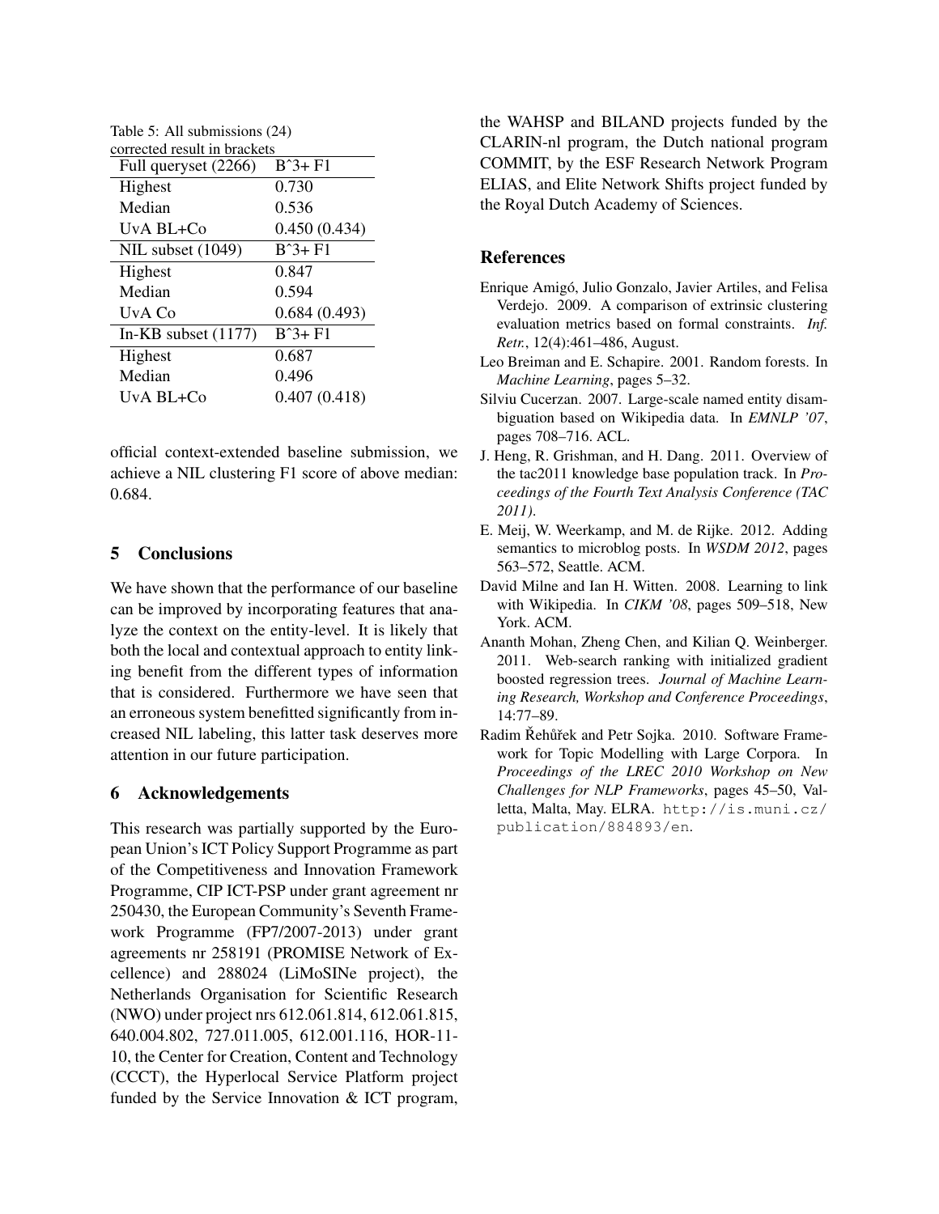Table 5: All submissions (24)
corrected result in brackets

| Full queryset (2266) | B^3+ F1 |
|---|---|
| Highest | 0.730 |
| Median | 0.536 |
| UvA BL+Co | 0.450 (0.434) |
| NIL subset (1049) | B^3+ F1 |
| Highest | 0.847 |
| Median | 0.594 |
| UvA Co | 0.684 (0.493) |
| In-KB subset (1177) | B^3+ F1 |
| Highest | 0.687 |
| Median | 0.496 |
| UvA BL+Co | 0.407 (0.418) |

official context-extended baseline submission, we achieve a NIL clustering F1 score of above median: 0.684.

## 5 Conclusions

We have shown that the performance of our baseline can be improved by incorporating features that analyze the context on the entity-level. It is likely that both the local and contextual approach to entity linking benefit from the different types of information that is considered. Furthermore we have seen that an erroneous system benefitted significantly from increased NIL labeling, this latter task deserves more attention in our future participation.

## 6 Acknowledgements

This research was partially supported by the European Union's ICT Policy Support Programme as part of the Competitiveness and Innovation Framework Programme, CIP ICT-PSP under grant agreement nr 250430, the European Community's Seventh Framework Programme (FP7/2007-2013) under grant agreements nr 258191 (PROMISE Network of Excellence) and 288024 (LiMoSINe project), the Netherlands Organisation for Scientific Research (NWO) under project nrs 612.061.814, 612.061.815, 640.004.802, 727.011.005, 612.001.116, HOR-11-10, the Center for Creation, Content and Technology (CCCT), the Hyperlocal Service Platform project funded by the Service Innovation & ICT program, the WAHSP and BILAND projects funded by the CLARIN-nl program, the Dutch national program COMMIT, by the ESF Research Network Program ELIAS, and Elite Network Shifts project funded by the Royal Dutch Academy of Sciences.

## References

Enrique Amigó, Julio Gonzalo, Javier Artiles, and Felisa Verdejo. 2009. A comparison of extrinsic clustering evaluation metrics based on formal constraints. *Inf. Retr.*, 12(4):461–486, August.

Leo Breiman and E. Schapire. 2001. Random forests. In *Machine Learning*, pages 5–32.

Silviu Cucerzan. 2007. Large-scale named entity disambiguation based on Wikipedia data. In *EMNLP '07*, pages 708–716. ACL.

J. Heng, R. Grishman, and H. Dang. 2011. Overview of the tac2011 knowledge base population track. In *Proceedings of the Fourth Text Analysis Conference (TAC 2011)*.

E. Meij, W. Weerkamp, and M. de Rijke. 2012. Adding semantics to microblog posts. In *WSDM 2012*, pages 563–572, Seattle. ACM.

David Milne and Ian H. Witten. 2008. Learning to link with Wikipedia. In *CIKM '08*, pages 509–518, New York. ACM.

Ananth Mohan, Zheng Chen, and Kilian Q. Weinberger. 2011. Web-search ranking with initialized gradient boosted regression trees. *Journal of Machine Learning Research, Workshop and Conference Proceedings*, 14:77–89.

Radim Řehůřek and Petr Sojka. 2010. Software Framework for Topic Modelling with Large Corpora. In *Proceedings of the LREC 2010 Workshop on New Challenges for NLP Frameworks*, pages 45–50, Valletta, Malta, May. ELRA. http://is.muni.cz/publication/884893/en.